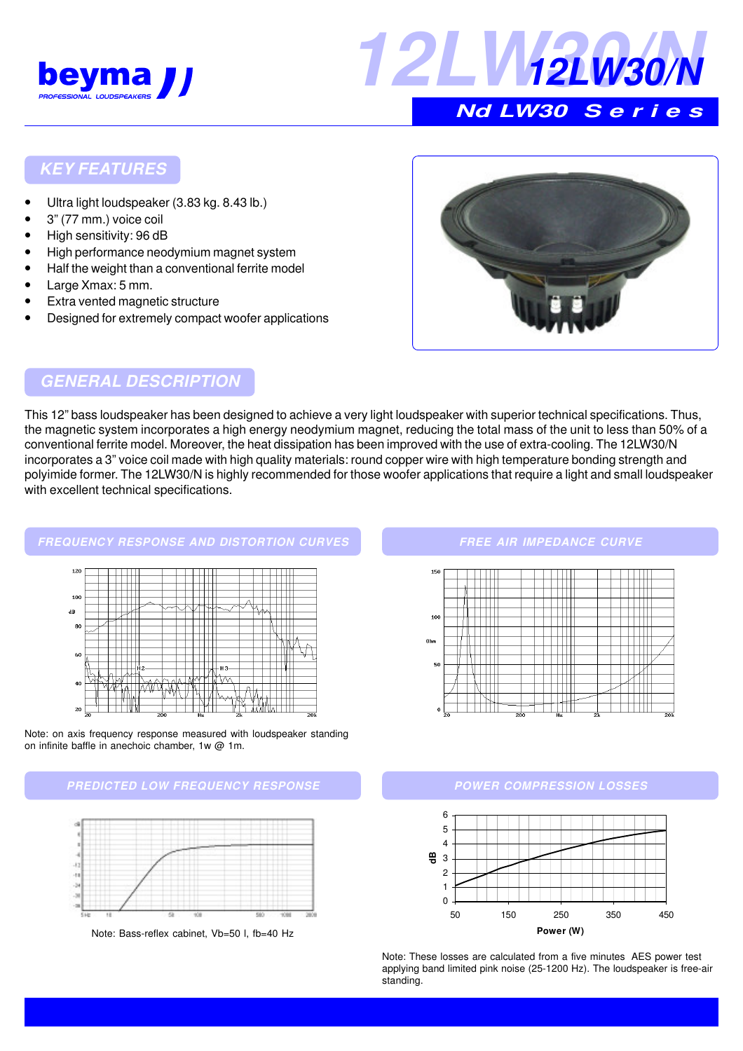# 12LW30/N

## Nd LW30 Series

## KEY FEATURES

- Ultra light loudspeaker (3.83 kg. 8.43 lb.)
- 3" (77 mm.) voice coil
- High sensitivity: 96 dB
- High performance neodymium magnet system
- Half the weight than a conventional ferrite model
- Large Xmax: 5 mm.
- Extra vented magnetic structure
- Designed for extremely compact woofer applications

## GENERAL DESCRIPTION

This 12" bass loudspeaker has been designed to achieve a very light loudspeaker with superior technical specifications. Thus, the magnetic system incorporates a high energy neodymium magnet, reducing the total mass of the unit to less than 50% of a conventional ferrite model. Moreover, the heat dissipation has been improved with the use of extra-cooling. The 12LW30/N incorporates a 3" voice coil made with high quality materials: round copper wire with high temperature bonding strength and polyimide former. The 12LW30/N is highly recommended for those woofer applications that require a light and small loudspeaker with excellent technical specifications.

## FREQUENCY RESPONSE AND DISTORTION CURVES

Note: on axis frequency response measured with loudspeaker standing on infinite baffle in anechoic chamber, 1w @ 1m.

## FREE AIR IMPEDANCE CURVE

## PREDICTED LOW FREQUENCY RESPONSE

Note: Bass-reflex cabinet, Vb=50 l, fb=40 Hz

## POWER COMPRESSION LOSSES

Note: These losses are calculated from a five minutes AES power test applying band limited pink noise (25-1200 Hz). The loudspeaker is free-air standing.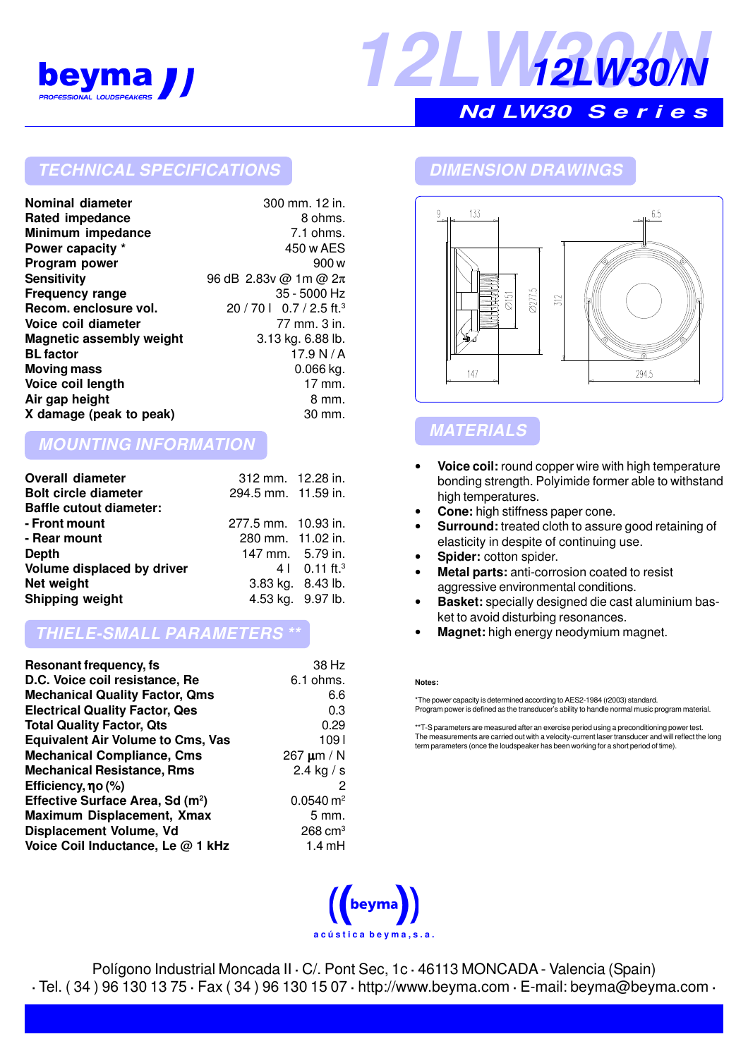beyma
PROFESSIONAL LOUDSPEAKERS

# 12LW30/N

## Nd LW30 Series

## TECHNICAL SPECIFICATIONS

| | |
|---|---|
| **Nominal diameter** | 300 mm. 12 in. |
| **Rated impedance** | 8 ohms. |
| **Minimum impedance** | 7.1 ohms. |
| **Power capacity *** | 450 w AES |
| **Program power** | 900 w |
| **Sensitivity** | 96 dB 2.83v @ 1m @ $2\pi$ |
| **Frequency range** | 35 - 5000 Hz |
| **Recom. enclosure vol.** | 20 / 70 l 0.7 / 2.5 ft.$^3$ |
| **Voice coil diameter** | 77 mm. 3 in. |
| **Magnetic assembly weight** | 3.13 kg. 6.88 lb. |
| **BL factor** | 17.9 N / A |
| **Moving mass** | 0.066 kg. |
| **Voice coil length** | 17 mm. |
| **Air gap height** | 8 mm. |
| **X damage (peak to peak)** | 30 mm. |

## MOUNTING INFORMATION

| | | |
|---|---|---|
| **Overall diameter** | 312 mm. | 12.28 in. |
| **Bolt circle diameter** | 294.5 mm. | 11.59 in. |
| **Baffle cutout diameter:** | | |
| **- Front mount** | 277.5 mm. | 10.93 in. |
| **- Rear mount** | 280 mm. | 11.02 in. |
| **Depth** | 147 mm. | 5.79 in. |
| **Volume displaced by driver** | 4 l | 0.11 ft.$^3$ |
| **Net weight** | 3.83 kg. | 8.43 lb. |
| **Shipping weight** | 4.53 kg. | 9.97 lb. |

## THIELE-SMALL PARAMETERS **

| | |
|---|---|
| **Resonant frequency, fs** | 38 Hz |
| **D.C. Voice coil resistance, Re** | 6.1 ohms. |
| **Mechanical Quality Factor, Qms** | 6.6 |
| **Electrical Quality Factor, Qes** | 0.3 |
| **Total Quality Factor, Qts** | 0.29 |
| **Equivalent Air Volume to Cms, Vas** | 109 l |
| **Mechanical Compliance, Cms** | 267 $\mu$m / N |
| **Mechanical Resistance, Rms** | 2.4 kg / s |
| **Efficiency, $\eta$o (%)** | 2 |
| **Effective Surface Area, Sd (m$^2$)** | 0.0540 m$^2$ |
| **Maximum Displacement, Xmax** | 5 mm. |
| **Displacement Volume, Vd** | 268 cm$^3$ |
| **Voice Coil Inductance, Le @ 1 kHz** | 1.4 mH |

## DIMENSION DRAWINGS

9
133
6.5
Ø151
Ø277.5
312
147
294.5

## MATERIALS

- **Voice coil:** round copper wire with high temperature bonding strength. Polyimide former able to withstand high temperatures.
- **Cone:** high stiffness paper cone.
- **Surround:** treated cloth to assure good retaining of elasticity in despite of continuing use.
- **Spider:** cotton spider.
- **Metal parts:** anti-corrosion coated to resist aggressive environmental conditions.
- **Basket:** specially designed die cast aluminium basket to avoid disturbing resonances.
- **Magnet:** high energy neodymium magnet.

**Notes:**

*The power capacity is determined according to AES2-1984 (r2003) standard.
Program power is defined as the transducer's ability to handle normal music program material.

**T-S parameters are measured after an exercise period using a preconditioning power test.
The measurements are carried out with a velocity-current laser transducer and will reflect the long term parameters (once the loudspeaker has been working for a short period of time).

beyma
acústica beyma,s.a.

Polígono Industrial Moncada II · C/. Pont Sec, 1c · 46113 MONCADA - Valencia (Spain)
· Tel. ( 34 ) 96 130 13 75 · Fax ( 34 ) 96 130 15 07 · http://www.beyma.com · E-mail: beyma@beyma.com ·